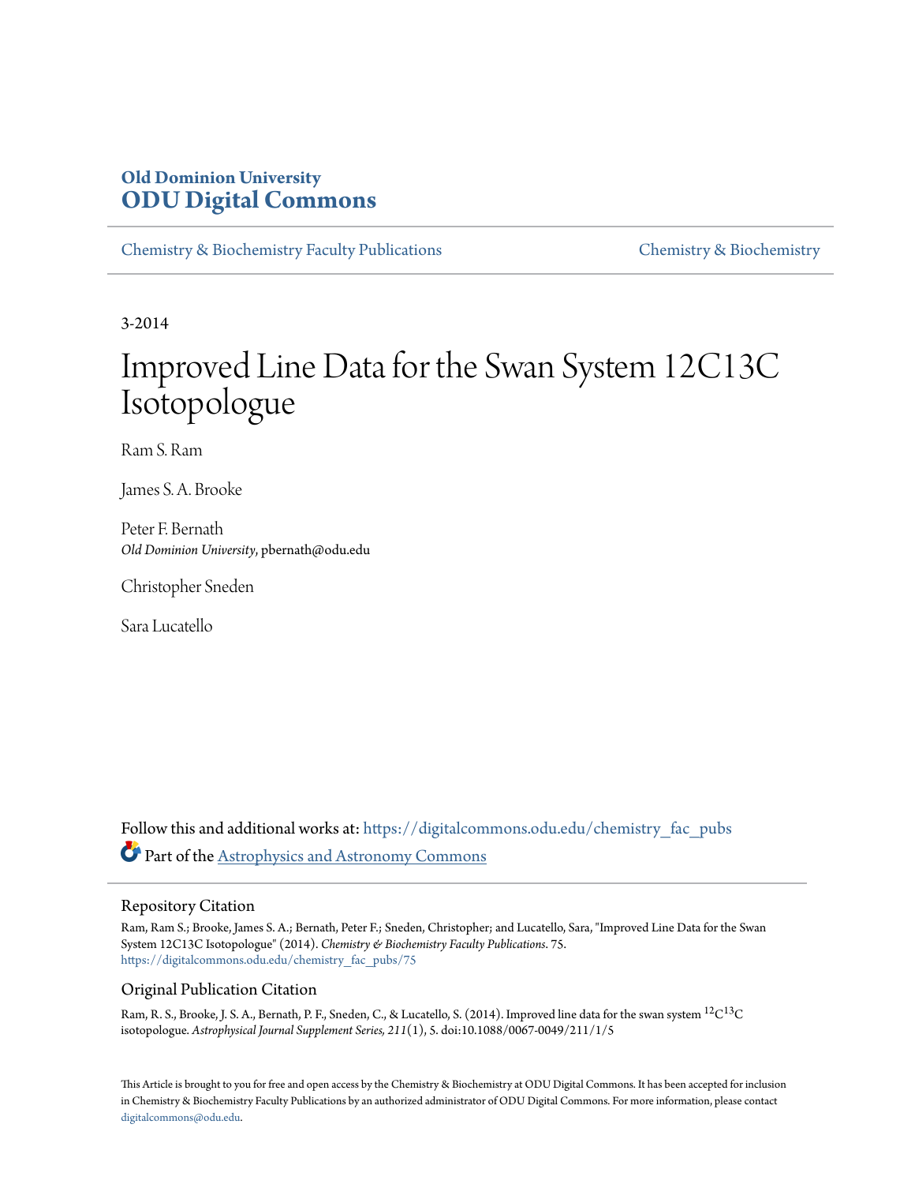Old Dominion University
**ODU Digital Commons**

Chemistry & Biochemistry Faculty Publications | Chemistry & Biochemistry

3-2014

# Improved Line Data for the Swan System 12C13C Isotopologue

Ram S. Ram

James S. A. Brooke

Peter F. Bernath
*Old Dominion University*, pbernath@odu.edu

Christopher Sneden

Sara Lucatello

Follow this and additional works at: https://digitalcommons.odu.edu/chemistry_fac_pubs

Part of the Astrophysics and Astronomy Commons

## Repository Citation

Ram, Ram S.; Brooke, James S. A.; Bernath, Peter F.; Sneden, Christopher; and Lucatello, Sara, "Improved Line Data for the Swan System 12C13C Isotopologue" (2014). *Chemistry & Biochemistry Faculty Publications*. 75.
https://digitalcommons.odu.edu/chemistry_fac_pubs/75

## Original Publication Citation

Ram, R. S., Brooke, J. S. A., Bernath, P. F., Sneden, C., & Lucatello, S. (2014). Improved line data for the swan system $^{12}C^{13}C$ isotopologue. *Astrophysical Journal Supplement Series, 211*(1), 5. doi:10.1088/0067-0049/211/1/5

This Article is brought to you for free and open access by the Chemistry & Biochemistry at ODU Digital Commons. It has been accepted for inclusion in Chemistry & Biochemistry Faculty Publications by an authorized administrator of ODU Digital Commons. For more information, please contact digitalcommons@odu.edu.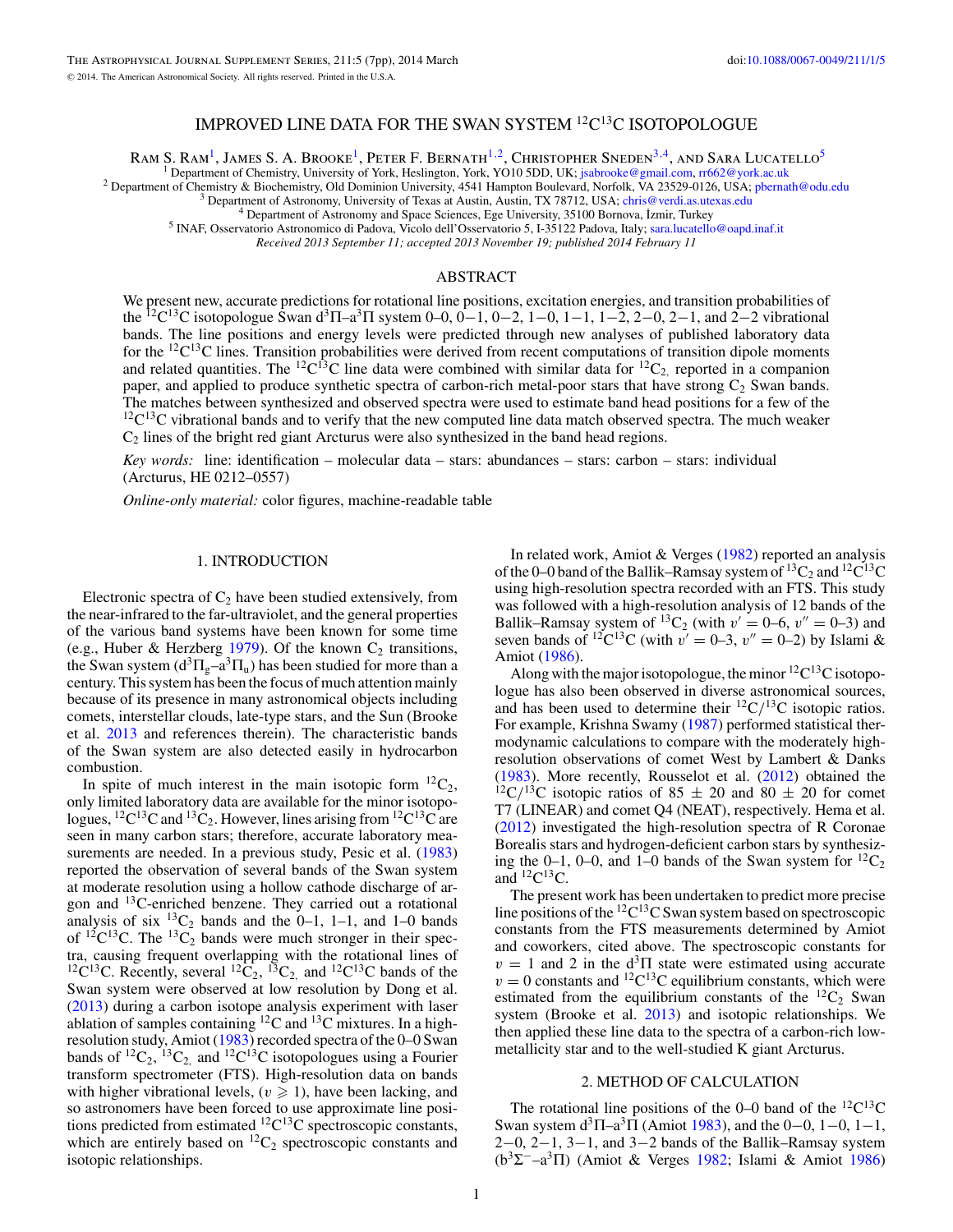# IMPROVED LINE DATA FOR THE SWAN SYSTEM $^{12}C^{13}C$ ISOTOPOLOGUE

Ram S. Ram[1], James S. A. Brooke[1], Peter F. Bernath[1,2], Christopher Sneden[3,4], and Sara Lucatello[5]

[1] Department of Chemistry, University of York, Heslington, York, YO10 5DD, UK; jsabrooke@gmail.com, rr662@york.ac.uk

[2] Department of Chemistry & Biochemistry, Old Dominion University, 4541 Hampton Boulevard, Norfolk, VA 23529-0126, USA; pbernath@odu.edu

[3] Department of Astronomy, University of Texas at Austin, Austin, TX 78712, USA; chris@verdi.as.utexas.edu

[4] Department of Astronomy and Space Sciences, Ege University, 35100 Bornova, İzmir, Turkey

[5] INAF, Osservatorio Astronomico di Padova, Vicolo dell'Osservatorio 5, I-35122 Padova, Italy; sara.lucatello@oapd.inaf.it

*Received 2013 September 11; accepted 2013 November 19; published 2014 February 11*

## ABSTRACT

We present new, accurate predictions for rotational line positions, excitation energies, and transition probabilities of the $^{12}C^{13}C$ isotopologue Swan $d^3\Pi$–$a^3\Pi$ system 0–0, 0–1, 0–2, 1–0, 1–1, 1–2, 2–0, 2–1, and 2–2 vibrational bands. The line positions and energy levels were predicted through new analyses of published laboratory data for the $^{12}C^{13}C$ lines. Transition probabilities were derived from recent computations of transition dipole moments and related quantities. The $^{12}C^{13}C$ line data were combined with similar data for $^{12}C_2$, reported in a companion paper, and applied to produce synthetic spectra of carbon-rich metal-poor stars that have strong $C_2$ Swan bands. The matches between synthesized and observed spectra were used to estimate band head positions for a few of the $^{12}C^{13}C$ vibrational bands and to verify that the new computed line data match observed spectra. The much weaker $C_2$ lines of the bright red giant Arcturus were also synthesized in the band head regions.

*Key words:* line: identification – molecular data – stars: abundances – stars: carbon – stars: individual (Arcturus, HE 0212–0557)

*Online-only material:* color figures, machine-readable table

## 1. INTRODUCTION

Electronic spectra of $C_2$ have been studied extensively, from the near-infrared to the far-ultraviolet, and the general properties of the various band systems have been known for some time (e.g., Huber & Herzberg 1979). Of the known $C_2$ transitions, the Swan system ($d^3\Pi_g$–$a^3\Pi_u$) has been studied for more than a century. This system has been the focus of much attention mainly because of its presence in many astronomical objects including comets, interstellar clouds, late-type stars, and the Sun (Brooke et al. 2013 and references therein). The characteristic bands of the Swan system are also detected easily in hydrocarbon combustion.

In spite of much interest in the main isotopic form $^{12}C_2$, only limited laboratory data are available for the minor isotopologues, $^{12}C^{13}C$ and $^{13}C_2$. However, lines arising from $^{12}C^{13}C$ are seen in many carbon stars; therefore, accurate laboratory measurements are needed. In a previous study, Pesic et al. (1983) reported the observation of several bands of the Swan system at moderate resolution using a hollow cathode discharge of argon and $^{13}C$-enriched benzene. They carried out a rotational analysis of six $^{13}C_2$ bands and the 0–1, 1–1, and 1–0 bands of $^{12}C^{13}C$. The $^{13}C_2$ bands were much stronger in their spectra, causing frequent overlapping with the rotational lines of $^{12}C^{13}C$. Recently, several $^{12}C_2$, $^{13}C_2$, and $^{12}C^{13}C$ bands of the Swan system were observed at low resolution by Dong et al. (2013) during a carbon isotope analysis experiment with laser ablation of samples containing $^{12}C$ and $^{13}C$ mixtures. In a high-resolution study, Amiot (1983) recorded spectra of the 0–0 Swan bands of $^{12}C_2$, $^{13}C_2$, and $^{12}C^{13}C$ isotopologues using a Fourier transform spectrometer (FTS). High-resolution data on bands with higher vibrational levels, ($v \geqslant 1$), have been lacking, and so astronomers have been forced to use approximate line positions predicted from estimated $^{12}C^{13}C$ spectroscopic constants, which are entirely based on $^{12}C_2$ spectroscopic constants and isotopic relationships.

In related work, Amiot & Verges (1982) reported an analysis of the 0–0 band of the Ballik–Ramsay system of $^{13}C_2$ and $^{12}C^{13}C$ using high-resolution spectra recorded with an FTS. This study was followed with a high-resolution analysis of 12 bands of the Ballik–Ramsay system of $^{13}C_2$ (with $v' = 0$–6, $v'' = 0$–3) and seven bands of $^{12}C^{13}C$ (with $v' = 0$–3, $v'' = 0$–2) by Islami & Amiot (1986).

Along with the major isotopologue, the minor $^{12}C^{13}C$ isotopologue has also been observed in diverse astronomical sources, and has been used to determine their $^{12}C/^{13}C$ isotopic ratios. For example, Krishna Swamy (1987) performed statistical thermodynamic calculations to compare with the moderately high-resolution observations of comet West by Lambert & Danks (1983). More recently, Rousselot et al. (2012) obtained the $^{12}C/^{13}C$ isotopic ratios of $85 \pm 20$ and $80 \pm 20$ for comet T7 (LINEAR) and comet Q4 (NEAT), respectively. Hema et al. (2012) investigated the high-resolution spectra of R Coronae Borealis stars and hydrogen-deficient carbon stars by synthesizing the 0–1, 0–0, and 1–0 bands of the Swan system for $^{12}C_2$ and $^{12}C^{13}C$.

The present work has been undertaken to predict more precise line positions of the $^{12}C^{13}C$ Swan system based on spectroscopic constants from the FTS measurements determined by Amiot and coworkers, cited above. The spectroscopic constants for $v = 1$ and 2 in the $d^3\Pi$ state were estimated using accurate $v = 0$ constants and $^{12}C^{13}C$ equilibrium constants, which were estimated from the equilibrium constants of the $^{12}C_2$ Swan system (Brooke et al. 2013) and isotopic relationships. We then applied these line data to the spectra of a carbon-rich low-metallicity star and to the well-studied K giant Arcturus.

## 2. METHOD OF CALCULATION

The rotational line positions of the 0–0 band of the $^{12}C^{13}C$ Swan system $d^3\Pi$–$a^3\Pi$ (Amiot 1983), and the 0−0, 1−0, 1−1, 2−0, 2−1, 3−1, and 3−2 bands of the Ballik–Ramsay system ($b^3\Sigma^-$–$a^3\Pi$) (Amiot & Verges 1982; Islami & Amiot 1986)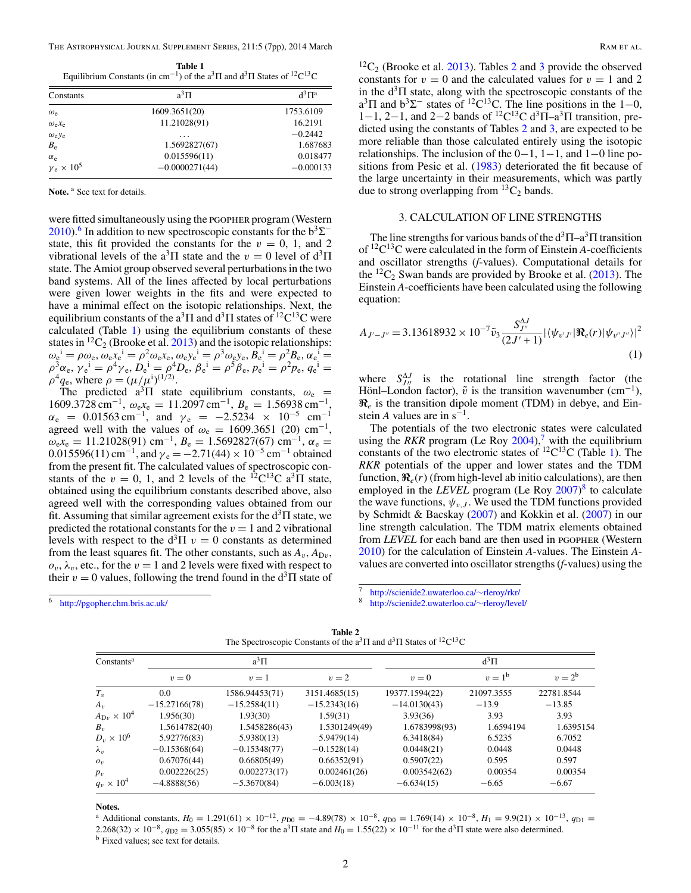**Table 1**
Equilibrium Constants (in $cm^{-1}$) of the $a^3\Pi$ and $d^3\Pi$ States of $^{12}C^{13}C$

| Constants | $a^3\Pi$ | $d^3\Pi^a$ |
|---|---|---|
| $\omega_e$ | 1609.3651(20) | 1753.6109 |
| $\omega_e x_e$ | 11.21028(91) | 16.2191 |
| $\omega_e y_e$ | ... | −0.2442 |
| $B_e$ | 1.5692827(67) | 1.687683 |
| $\alpha_e$ | 0.015596(11) | 0.018477 |
| $\gamma_e \times 10^5$ | −0.0000271(44) | −0.000133 |

**Note.** [a] See text for details.

were fitted simultaneously using the PGOPHER program (Western 2010).[6] In addition to new spectroscopic constants for the $b^3\Sigma^-$ state, this fit provided the constants for the $v = 0$, 1, and 2 vibrational levels of the $a^3\Pi$ state and the $v = 0$ level of $d^3\Pi$ state. The Amiot group observed several perturbations in the two band systems. All of the lines affected by local perturbations were given lower weights in the fits and were expected to have a minimal effect on the isotopic relationships. Next, the equilibrium constants of the $a^3\Pi$ and $d^3\Pi$ states of $^{12}C^{13}C$ were calculated (Table 1) using the equilibrium constants of these states in $^{12}C_2$ (Brooke et al. 2013) and the isotopic relationships: ${\omega_e}^i = \rho\omega_e$, ${\omega_e x_e}^i = \rho^2\omega_e x_e$, ${\omega_e y_e}^i = \rho^3\omega_e y_e$, ${B_e}^i = \rho^2 B_e$, ${\alpha_e}^i = \rho^3\alpha_e$, ${\gamma_e}^i = \rho^4\gamma_e$, ${D_e}^i = \rho^4 D_e$, ${\beta_e}^i = \rho^5\beta_e$, ${p_e}^i = \rho^2 p_e$, ${q_e}^i = \rho^4 q_e$, where $\rho = (\mu/\mu^i)^{(1/2)}$.

The predicted $a^3\Pi$ state equilibrium constants, $\omega_e = 1609.3728\ cm^{-1}$, $\omega_e x_e = 11.2097\ cm^{-1}$, $B_e = 1.56938\ cm^{-1}$, $\alpha_e = 0.01563\ cm^{-1}$, and $\gamma_e = -2.5234 \times 10^{-5}\ cm^{-1}$ agreed well with the values of $\omega_e = 1609.3651$ (20) $cm^{-1}$, $\omega_e x_e = 11.21028(91)\ cm^{-1}$, $B_e = 1.5692827(67)\ cm^{-1}$, $\alpha_e = 0.015596(11)\ cm^{-1}$, and $\gamma_e = -2.71(44) \times 10^{-5}\ cm^{-1}$ obtained from the present fit. The calculated values of spectroscopic constants of the $v = 0$, 1, and 2 levels of the $^{12}C^{13}C$ $a^3\Pi$ state, obtained using the equilibrium constants described above, also agreed well with the corresponding values obtained from our fit. Assuming that similar agreement exists for the $d^3\Pi$ state, we predicted the rotational constants for the $v = 1$ and 2 vibrational levels with respect to the $d^3\Pi$ $v = 0$ constants as determined from the least squares fit. The other constants, such as $A_v$, $A_{Dv}$, $o_v$, $\lambda_v$, etc., for the $v = 1$ and 2 levels were fixed with respect to their $v = 0$ values, following the trend found in the $d^3\Pi$ state of $^{12}C_2$ (Brooke et al. 2013). Tables 2 and 3 provide the observed constants for $v = 0$ and the calculated values for $v = 1$ and 2 in the $d^3\Pi$ state, along with the spectroscopic constants of the $a^3\Pi$ and $b^3\Sigma^-$ states of $^{12}C^{13}C$. The line positions in the 1−0, 1−1, 2−1, and 2−2 bands of $^{12}C^{13}C$ $d^3\Pi$–$a^3\Pi$ transition, predicted using the constants of Tables 2 and 3, are expected to be more reliable than those calculated entirely using the isotopic relationships. The inclusion of the 0−1, 1−1, and 1−0 line positions from Pesic et al. (1983) deteriorated the fit because of the large uncertainty in their measurements, which was partly due to strong overlapping from $^{13}C_2$ bands.

## 3. CALCULATION OF LINE STRENGTHS

The line strengths for various bands of the $d^3\Pi$–$a^3\Pi$ transition of $^{12}C^{13}C$ were calculated in the form of Einstein *A*-coefficients and oscillator strengths (*f*-values). Computational details for the $^{12}C_2$ Swan bands are provided by Brooke et al. (2013). The Einstein *A*-coefficients have been calculated using the following equation:

$$A_{J'-J''} = 3.13618932 \times 10^{-7}\tilde{\nu}_3 \frac{S_{J''}^{\Delta J}}{(2J'+1)} |\langle\psi_{v'J'}|\mathfrak{R}_e(r)|\psi_{v''J''}\rangle|^2 \quad (1)$$

where $S_{J''}^{\Delta J}$ is the rotational line strength factor (the Hönl–London factor), $\tilde{\nu}$ is the transition wavenumber ($cm^{-1}$), $\mathfrak{R}_e$ is the transition dipole moment (TDM) in debye, and Einstein *A* values are in $s^{-1}$.

The potentials of the two electronic states were calculated using the *RKR* program (Le Roy 2004),[7] with the equilibrium constants of the two electronic states of $^{12}C^{13}C$ (Table 1). The *RKR* potentials of the upper and lower states and the TDM function, $\mathfrak{R}_e(r)$ (from high-level ab initio calculations), are then employed in the *LEVEL* program (Le Roy 2007)[8] to calculate the wave functions, $\psi_{v,J}$. We used the TDM functions provided by Schmidt & Bacskay (2007) and Kokkin et al. (2007) in our line strength calculation. The TDM matrix elements obtained from *LEVEL* for each band are then used in PGOPHER (Western 2010) for the calculation of Einstein *A*-values. The Einstein *A*-values are converted into oscillator strengths (*f*-values) using the

[6] http://pgopher.chm.bris.ac.uk/

[7] http://scienide2.uwaterloo.ca/~rleroy/rkr/

[8] http://scienide2.uwaterloo.ca/~rleroy/level/

**Table 2**
The Spectroscopic Constants of the $a^3\Pi$ and $d^3\Pi$ States of $^{12}C^{13}C$

| Constants[a] | $a^3\Pi$ | | | $d^3\Pi$ | | |
|---|---|---|---|---|---|---|
| | $v = 0$ | $v = 1$ | $v = 2$ | $v = 0$ | $v = 1$[b] | $v = 2$[b] |
| $T_v$ | 0.0 | 1586.94453(71) | 3151.4685(15) | 19377.1594(22) | 21097.3555 | 22781.8544 |
| $A_v$ | −15.27166(78) | −15.2584(11) | −15.2343(16) | −14.0130(43) | −13.9 | −13.85 |
| $A_{Dv} \times 10^4$ | 1.956(30) | 1.93(30) | 1.59(31) | 3.93(36) | 3.93 | 3.93 |
| $B_v$ | 1.5614782(40) | 1.5458286(43) | 1.5301249(49) | 1.6783998(93) | 1.6594194 | 1.6395154 |
| $D_v \times 10^6$ | 5.92776(83) | 5.9380(13) | 5.9479(14) | 6.3418(84) | 6.5235 | 6.7052 |
| $\lambda_v$ | −0.15368(64) | −0.15348(77) | −0.1528(14) | 0.0448(21) | 0.0448 | 0.0448 |
| $o_v$ | 0.67076(44) | 0.66805(49) | 0.66352(91) | 0.5907(22) | 0.595 | 0.597 |
| $p_v$ | 0.002226(25) | 0.002273(17) | 0.002461(26) | 0.003542(62) | 0.00354 | 0.00354 |
| $q_v \times 10^4$ | −4.8888(56) | −5.3670(84) | −6.003(18) | −6.634(15) | −6.65 | −6.67 |

**Notes.**
[a] Additional constants, $H_0 = 1.291(61) \times 10^{-12}$, $p_{D0} = -4.89(78) \times 10^{-8}$, $q_{D0} = 1.769(14) \times 10^{-8}$, $H_1 = 9.9(21) \times 10^{-13}$, $q_{D1} = 2.268(32) \times 10^{-8}$, $q_{D2} = 3.055(85) \times 10^{-8}$ for the $a^3\Pi$ state and $H_0 = 1.55(22) \times 10^{-11}$ for the $d^3\Pi$ state were also determined.
[b] Fixed values; see text for details.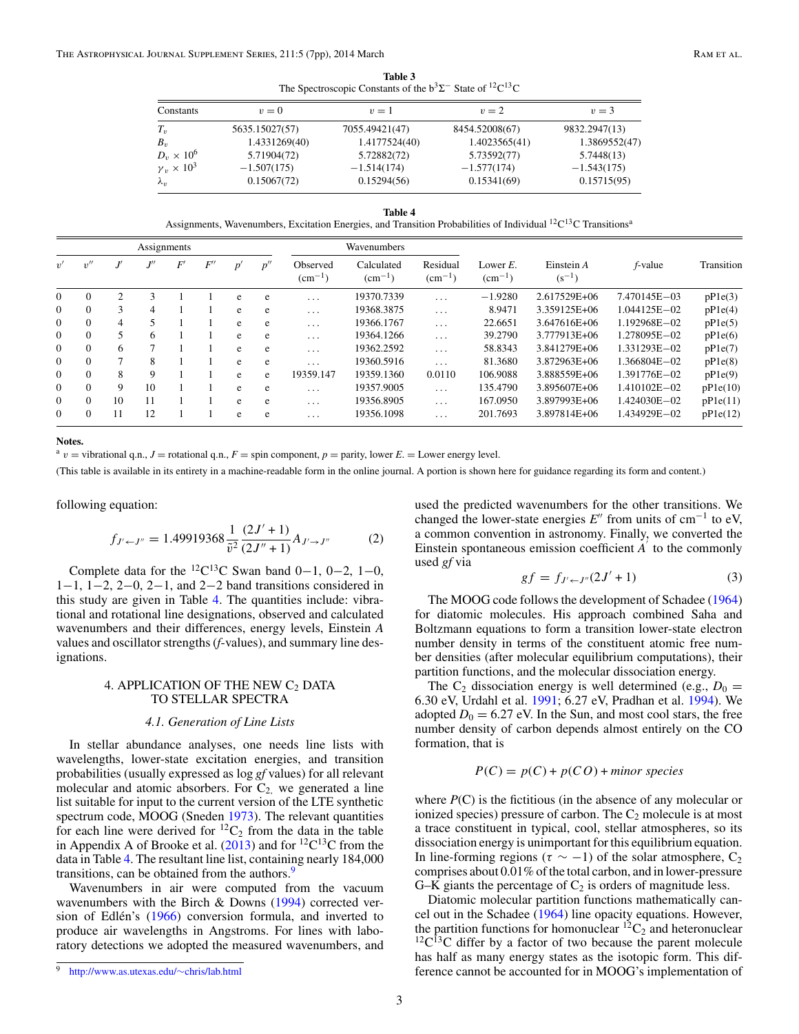**Table 3**
The Spectroscopic Constants of the $b^3\Sigma^-$ State of $^{12}C^{13}C$

| Constants | $v = 0$ | $v = 1$ | $v = 2$ | $v = 3$ |
|---|---|---|---|---|
| $T_v$ | 5635.15027(57) | 7055.49421(47) | 8454.52008(67) | 9832.2947(13) |
| $B_v$ | 1.4331269(40) | 1.4177524(40) | 1.4023565(41) | 1.3869552(47) |
| $D_v \times 10^6$ | 5.71904(72) | 5.72882(72) | 5.73592(77) | 5.7448(13) |
| $\gamma_v \times 10^3$ | −1.507(175) | −1.514(174) | −1.577(174) | −1.543(175) |
| $\lambda_v$ | 0.15067(72) | 0.15294(56) | 0.15341(69) | 0.15715(95) |

**Table 4**
Assignments, Wavenumbers, Excitation Energies, and Transition Probabilities of Individual $^{12}C^{13}C$ Transitions[a]

| Assignments | | | | | | | | Wavenumbers | | | | | | |
|---|---|---|---|---|---|---|---|---|---|---|---|---|---|---|
| $v'$ | $v''$ | $J'$ | $J''$ | $F'$ | $F''$ | $p'$ | $p''$ | Observed ($cm^{-1}$) | Calculated ($cm^{-1}$) | Residual ($cm^{-1}$) | Lower *E*. ($cm^{-1}$) | Einstein *A* ($s^{-1}$) | *f*-value | Transition |
| 0 | 0 | 2 | 3 | 1 | 1 | e | e | ... | 19370.7339 | ... | −1.9280 | 2.617529E+06 | 7.470145E−03 | pP1e(3) |
| 0 | 0 | 3 | 4 | 1 | 1 | e | e | ... | 19368.3875 | ... | 8.9471 | 3.359125E+06 | 1.044125E−02 | pP1e(4) |
| 0 | 0 | 4 | 5 | 1 | 1 | e | e | ... | 19366.1767 | ... | 22.6651 | 3.647616E+06 | 1.192968E−02 | pP1e(5) |
| 0 | 0 | 5 | 6 | 1 | 1 | e | e | ... | 19364.1266 | ... | 39.2790 | 3.777913E+06 | 1.278095E−02 | pP1e(6) |
| 0 | 0 | 6 | 7 | 1 | 1 | e | e | ... | 19362.2592 | ... | 58.8343 | 3.841279E+06 | 1.331293E−02 | pP1e(7) |
| 0 | 0 | 7 | 8 | 1 | 1 | e | e | ... | 19360.5916 | ... | 81.3680 | 3.872963E+06 | 1.366804E−02 | pP1e(8) |
| 0 | 0 | 8 | 9 | 1 | 1 | e | e | 19359.147 | 19359.1360 | 0.0110 | 106.9088 | 3.888559E+06 | 1.391776E−02 | pP1e(9) |
| 0 | 0 | 9 | 10 | 1 | 1 | e | e | ... | 19357.9005 | ... | 135.4790 | 3.895607E+06 | 1.410102E−02 | pP1e(10) |
| 0 | 0 | 10 | 11 | 1 | 1 | e | e | ... | 19356.8905 | ... | 167.0950 | 3.897993E+06 | 1.424030E−02 | pP1e(11) |
| 0 | 0 | 11 | 12 | 1 | 1 | e | e | ... | 19356.1098 | ... | 201.7693 | 3.897814E+06 | 1.434929E−02 | pP1e(12) |

**Notes.**
[a] $v$ = vibrational q.n., $J$ = rotational q.n., $F$ = spin component, $p$ = parity, lower $E$. = Lower energy level.

(This table is available in its entirety in a machine-readable form in the online journal. A portion is shown here for guidance regarding its form and content.)

following equation:

$$f_{J' \leftarrow J''} = 1.49919368 \frac{1}{\tilde{\nu}^2} \frac{(2J'+1)}{(2J''+1)} A_{J' \rightarrow J''} \qquad (2)$$

Complete data for the $^{12}C^{13}C$ Swan band 0−1, 0−2, 1−0, 1−1, 1−2, 2−0, 2−1, and 2−2 band transitions considered in this study are given in Table 4. The quantities include: vibrational and rotational line designations, observed and calculated wavenumbers and their differences, energy levels, Einstein *A* values and oscillator strengths (*f*-values), and summary line designations.

## 4. APPLICATION OF THE NEW $C_2$ DATA TO STELLAR SPECTRA

### *4.1. Generation of Line Lists*

In stellar abundance analyses, one needs line lists with wavelengths, lower-state excitation energies, and transition probabilities (usually expressed as log *gf* values) for all relevant molecular and atomic absorbers. For $C_2$, we generated a line list suitable for input to the current version of the LTE synthetic spectrum code, MOOG (Sneden 1973). The relevant quantities for each line were derived for $^{12}C_2$ from the data in the table in Appendix A of Brooke et al. (2013) and for $^{12}C^{13}C$ from the data in Table 4. The resultant line list, containing nearly 184,000 transitions, can be obtained from the authors.[9]

Wavenumbers in air were computed from the vacuum wavenumbers with the Birch & Downs (1994) corrected version of Edlén's (1966) conversion formula, and inverted to produce air wavelengths in Angstroms. For lines with laboratory detections we adopted the measured wavenumbers, and used the predicted wavenumbers for the other transitions. We changed the lower-state energies $E''$ from units of $cm^{-1}$ to eV, a common convention in astronomy. Finally, we converted the Einstein spontaneous emission coefficient $A'$ to the commonly used *gf* via

$$gf = f_{J' \leftarrow J''}(2J'+1) \qquad (3)$$

The MOOG code follows the development of Schadee (1964) for diatomic molecules. His approach combined Saha and Boltzmann equations to form a transition lower-state electron number density in terms of the constituent atomic free number densities (after molecular equilibrium computations), their partition functions, and the molecular dissociation energy.

The $C_2$ dissociation energy is well determined (e.g., $D_0$ = 6.30 eV, Urdahl et al. 1991; 6.27 eV, Pradhan et al. 1994). We adopted $D_0$ = 6.27 eV. In the Sun, and most cool stars, the free number density of carbon depends almost entirely on the CO formation, that is

$$P(C) = p(C) + p(CO) + minor\ species$$

where $P$(C) is the fictitious (in the absence of any molecular or ionized species) pressure of carbon. The $C_2$ molecule is at most a trace constituent in typical, cool, stellar atmospheres, so its dissociation energy is unimportant for this equilibrium equation. In line-forming regions ($\tau \sim -1$) of the solar atmosphere, $C_2$ comprises about 0.01% of the total carbon, and in lower-pressure G–K giants the percentage of $C_2$ is orders of magnitude less.

Diatomic molecular partition functions mathematically cancel out in the Schadee (1964) line opacity equations. However, the partition functions for homonuclear $^{12}C_2$ and heteronuclear $^{12}C^{13}C$ differ by a factor of two because the parent molecule has half as many energy states as the isotopic form. This difference cannot be accounted for in MOOG's implementation of

[9] http://www.as.utexas.edu/~chris/lab.html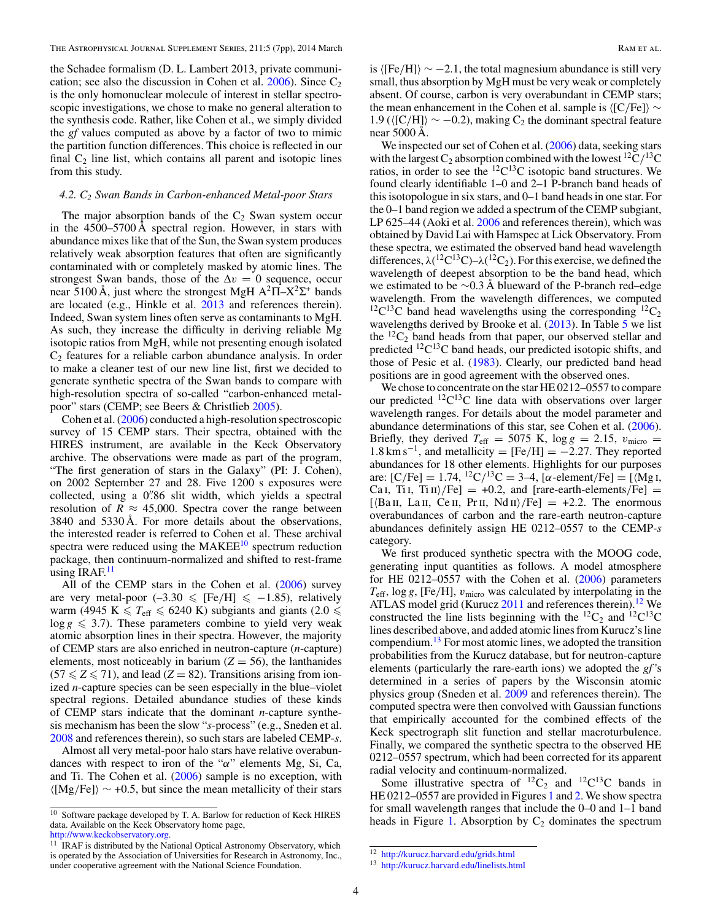the Schadee formalism (D. L. Lambert 2013, private communication; see also the discussion in Cohen et al. 2006). Since $C_2$ is the only homonuclear molecule of interest in stellar spectroscopic investigations, we chose to make no general alteration to the synthesis code. Rather, like Cohen et al., we simply divided the *gf* values computed as above by a factor of two to mimic the partition function differences. This choice is reflected in our final $C_2$ line list, which contains all parent and isotopic lines from this study.

### 4.2. $C_2$ Swan Bands in Carbon-enhanced Metal-poor Stars

The major absorption bands of the $C_2$ Swan system occur in the 4500–5700 Å spectral region. However, in stars with abundance mixes like that of the Sun, the Swan system produces relatively weak absorption features that often are significantly contaminated with or completely masked by atomic lines. The strongest Swan bands, those of the $\Delta v = 0$ sequence, occur near 5100 Å, just where the strongest MgH $A^2\Pi$–$X^2\Sigma^+$ bands are located (e.g., Hinkle et al. 2013 and references therein). Indeed, Swan system lines often serve as contaminants to MgH. As such, they increase the difficulty in deriving reliable Mg isotopic ratios from MgH, while not presenting enough isolated $C_2$ features for a reliable carbon abundance analysis. In order to make a cleaner test of our new line list, first we decided to generate synthetic spectra of the Swan bands to compare with high-resolution spectra of so-called "carbon-enhanced metal-poor" stars (CEMP; see Beers & Christlieb 2005).

Cohen et al. (2006) conducted a high-resolution spectroscopic survey of 15 CEMP stars. Their spectra, obtained with the HIRES instrument, are available in the Keck Observatory archive. The observations were made as part of the program, "The first generation of stars in the Galaxy" (PI: J. Cohen), on 2002 September 27 and 28. Five 1200 s exposures were collected, using a 0.″86 slit width, which yields a spectral resolution of $R \approx 45{,}000$. Spectra cover the range between 3840 and 5330 Å. For more details about the observations, the interested reader is referred to Cohen et al. These archival spectra were reduced using the MAKEE[10] spectrum reduction package, then continuum-normalized and shifted to rest-frame using IRAF.[11]

All of the CEMP stars in the Cohen et al. (2006) survey are very metal-poor ($-3.30 \leqslant [\mathrm{Fe/H}] \leqslant -1.85$), relatively warm ($4945\ \mathrm{K} \leqslant T_{\mathrm{eff}} \leqslant 6240$ K) subgiants and giants ($2.0 \leqslant \log g \leqslant 3.7$). These parameters combine to yield very weak atomic absorption lines in their spectra. However, the majority of CEMP stars are also enriched in neutron-capture (*n*-capture) elements, most noticeably in barium ($Z = 56$), the lanthanides ($57 \leqslant Z \leqslant 71$), and lead ($Z = 82$). Transitions arising from ionized *n*-capture species can be seen especially in the blue–violet spectral regions. Detailed abundance studies of these kinds of CEMP stars indicate that the dominant *n*-capture synthesis mechanism has been the slow "*s*-process" (e.g., Sneden et al. 2008 and references therein), so such stars are labeled CEMP-*s*.

Almost all very metal-poor halo stars have relative overabundances with respect to iron of the "$\alpha$" elements Mg, Si, Ca, and Ti. The Cohen et al. (2006) sample is no exception, with $\langle[\mathrm{Mg/Fe}]\rangle \sim +0.5$, but since the mean metallicity of their stars is $\langle[\mathrm{Fe/H}]\rangle \sim -2.1$, the total magnesium abundance is still very small, thus absorption by MgH must be very weak or completely absent. Of course, carbon is very overabundant in CEMP stars; the mean enhancement in the Cohen et al. sample is $\langle[\mathrm{C/Fe}]\rangle \sim 1.9$ ($\langle[\mathrm{C/H}]\rangle \sim -0.2$), making $C_2$ the dominant spectral feature near 5000 Å.

We inspected our set of Cohen et al. (2006) data, seeking stars with the largest $C_2$ absorption combined with the lowest $^{12}C/^{13}C$ ratios, in order to see the $^{12}C^{13}C$ isotopic band structures. We found clearly identifiable 1–0 and 2–1 P-branch band heads of this isotopologue in six stars, and 0–1 band heads in one star. For the 0–1 band region we added a spectrum of the CEMP subgiant, LP 625–44 (Aoki et al. 2006 and references therein), which was obtained by David Lai with Hamspec at Lick Observatory. From these spectra, we estimated the observed band head wavelength differences, $\lambda(^{12}C^{13}C)$–$\lambda(^{12}C_2)$. For this exercise, we defined the wavelength of deepest absorption to be the band head, which we estimated to be ∼0.3 Å blueward of the P-branch red–edge wavelength. From the wavelength differences, we computed $^{12}C^{13}C$ band head wavelengths using the corresponding $^{12}C_2$ wavelengths derived by Brooke et al. (2013). In Table 5 we list the $^{12}C_2$ band heads from that paper, our observed stellar and predicted $^{12}C^{13}C$ band heads, our predicted isotopic shifts, and those of Pesic et al. (1983). Clearly, our predicted band head positions are in good agreement with the observed ones.

We chose to concentrate on the star HE 0212–0557 to compare our predicted $^{12}C^{13}C$ line data with observations over larger wavelength ranges. For details about the model parameter and abundance determinations of this star, see Cohen et al. (2006). Briefly, they derived $T_{\mathrm{eff}} = 5075$ K, $\log g = 2.15$, $v_{\mathrm{micro}} = 1.8\ \mathrm{km\ s^{-1}}$, and metallicity = $[\mathrm{Fe/H}] = -2.27$. They reported abundances for 18 other elements. Highlights for our purposes are: $[\mathrm{C/Fe}] = 1.74$, $^{12}C/^{13}C = 3$–4, $[\alpha\text{-element/Fe}] = [\langle$Mg I, Ca I, Ti I, Ti II$\rangle/\mathrm{Fe}] = +0.2$, and $[\text{rare-earth-elements/Fe}] = [\langle$Ba II, La II, Ce II, Pr II, Nd II$\rangle/\mathrm{Fe}] = +2.2$. The enormous overabundances of carbon and the rare-earth neutron-capture abundances definitely assign HE 0212–0557 to the CEMP-*s* category.

We first produced synthetic spectra with the MOOG code, generating input quantities as follows. A model atmosphere for HE 0212–0557 with the Cohen et al. (2006) parameters $T_{\mathrm{eff}}$, $\log g$, [Fe/H], $v_{\mathrm{micro}}$ was calculated by interpolating in the ATLAS model grid (Kurucz 2011 and references therein).[12] We constructed the line lists beginning with the $^{12}C_2$ and $^{12}C^{13}C$ lines described above, and added atomic lines from Kurucz's line compendium.[13] For most atomic lines, we adopted the transition probabilities from the Kurucz database, but for neutron-capture elements (particularly the rare-earth ions) we adopted the *gf*'s determined in a series of papers by the Wisconsin atomic physics group (Sneden et al. 2009 and references therein). The computed spectra were then convolved with Gaussian functions that empirically accounted for the combined effects of the Keck spectrograph slit function and stellar macroturbulence. Finally, we compared the synthetic spectra to the observed HE 0212–0557 spectrum, which had been corrected for its apparent radial velocity and continuum-normalized.

Some illustrative spectra of $^{12}C_2$ and $^{12}C^{13}C$ bands in HE 0212–0557 are provided in Figures 1 and 2. We show spectra for small wavelength ranges that include the 0–0 and 1–1 band heads in Figure 1. Absorption by $C_2$ dominates the spectrum

---

[10] Software package developed by T. A. Barlow for reduction of Keck HIRES data. Available on the Keck Observatory home page, http://www.keckobservatory.org.

[11] IRAF is distributed by the National Optical Astronomy Observatory, which is operated by the Association of Universities for Research in Astronomy, Inc., under cooperative agreement with the National Science Foundation.

[12] http://kurucz.harvard.edu/grids.html

[13] http://kurucz.harvard.edu/linelists.html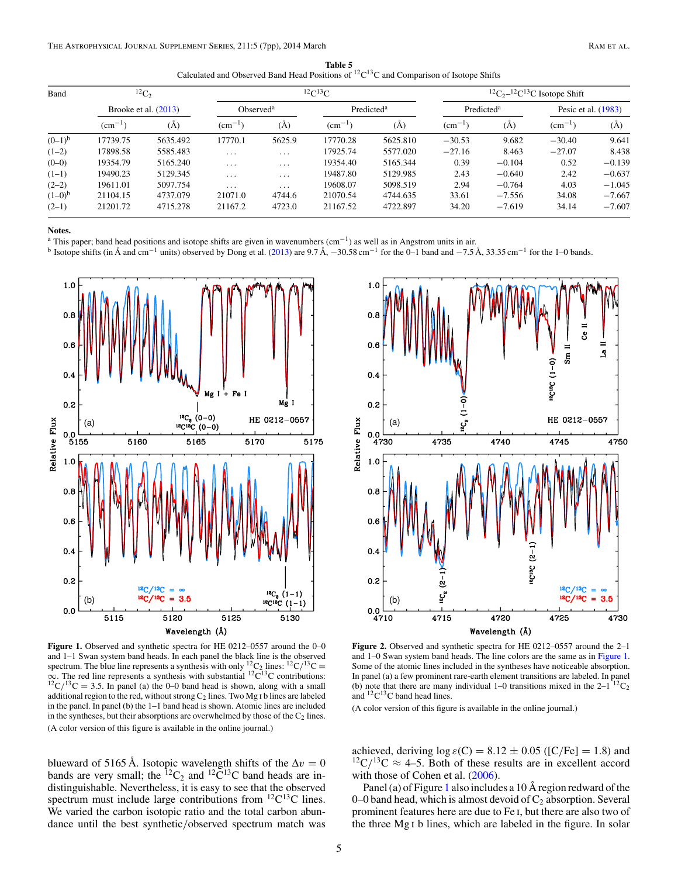**Table 5**
Calculated and Observed Band Head Positions of $^{12}C^{13}C$ and Comparison of Isotope Shifts

| Band | $^{12}C_2$ | | $^{12}C^{13}C$ | | | | $^{12}C_2$–$^{12}C^{13}C$ Isotope Shift | | | |
|---|---|---|---|---|---|---|---|---|---|---|
| | Brooke et al. (2013) | | Observed[a] | | Predicted[a] | | Predicted[a] | | Pesic et al. (1983) | |
| | ($cm^{-1}$) | (Å) | ($cm^{-1}$) | (Å) | ($cm^{-1}$) | (Å) | ($cm^{-1}$) | (Å) | ($cm^{-1}$) | (Å) |
| (0–1)[b] | 17739.75 | 5635.492 | 17770.1 | 5625.9 | 17770.28 | 5625.810 | −30.53 | 9.682 | −30.40 | 9.641 |
| (1–2) | 17898.58 | 5585.483 | ... | ... | 17925.74 | 5577.020 | −27.16 | 8.463 | −27.07 | 8.438 |
| (0–0) | 19354.79 | 5165.240 | ... | ... | 19354.40 | 5165.344 | 0.39 | −0.104 | 0.52 | −0.139 |
| (1–1) | 19490.23 | 5129.345 | ... | ... | 19487.80 | 5129.985 | 2.43 | −0.640 | 2.42 | −0.637 |
| (2–2) | 19611.01 | 5097.754 | ... | ... | 19608.07 | 5098.519 | 2.94 | −0.764 | 4.03 | −1.045 |
| (1–0)[b] | 21104.15 | 4737.079 | 21071.0 | 4744.6 | 21070.54 | 4744.635 | 33.61 | −7.556 | 34.08 | −7.667 |
| (2–1) | 21201.72 | 4715.278 | 21167.2 | 4723.0 | 21167.52 | 4722.897 | 34.20 | −7.619 | 34.14 | −7.607 |

**Notes.**
[a] This paper; band head positions and isotope shifts are given in wavenumbers ($cm^{-1}$) as well as in Angstrom units in air.
[b] Isotope shifts (in Å and $cm^{-1}$ units) observed by Dong et al. (2013) are 9.7 Å, −30.58 $cm^{-1}$ for the 0–1 band and −7.5 Å, 33.35 $cm^{-1}$ for the 1–0 bands.

**Figure 1.** Observed and synthetic spectra for HE 0212–0557 around the 0–0 and 1–1 Swan system band heads. In each panel the black line is the observed spectrum. The blue line represents a synthesis with only $^{12}C_2$ lines: $^{12}C/^{13}C = \infty$. The red line represents a synthesis with substantial $^{12}C^{13}C$ contributions: $^{12}C/^{13}C = 3.5$. In panel (a) the 0–0 band head is shown, along with a small additional region to the red, without strong $C_2$ lines. Two Mg I b lines are labeled in the panel. In panel (b) the 1–1 band head is shown. Atomic lines are included in the syntheses, but their absorptions are overwhelmed by those of the $C_2$ lines.

(A color version of this figure is available in the online journal.)

**Figure 2.** Observed and synthetic spectra for HE 0212–0557 around the 2–1 and 1–0 Swan system band heads. The line colors are the same as in Figure 1. Some of the atomic lines included in the syntheses have noticeable absorption. In panel (a) a few prominent rare-earth element transitions are labeled. In panel (b) note that there are many individual 1–0 transitions mixed in the 2–1 $^{12}C_2$ and $^{12}C^{13}C$ band head lines.

(A color version of this figure is available in the online journal.)

blueward of 5165 Å. Isotopic wavelength shifts of the $\Delta v = 0$ bands are very small; the $^{12}C_2$ and $^{12}C^{13}C$ band heads are indistinguishable. Nevertheless, it is easy to see that the observed spectrum must include large contributions from $^{12}C^{13}C$ lines. We varied the carbon isotopic ratio and the total carbon abundance until the best synthetic/observed spectrum match was achieved, deriving $\log \varepsilon(C) = 8.12 \pm 0.05$ ([C/Fe] = 1.8) and $^{12}C/^{13}C \approx$ 4–5. Both of these results are in excellent accord with those of Cohen et al. (2006).

Panel (a) of Figure 1 also includes a 10 Å region redward of the 0–0 band head, which is almost devoid of $C_2$ absorption. Several prominent features here are due to Fe I, but there are also two of the three Mg I b lines, which are labeled in the figure. In solar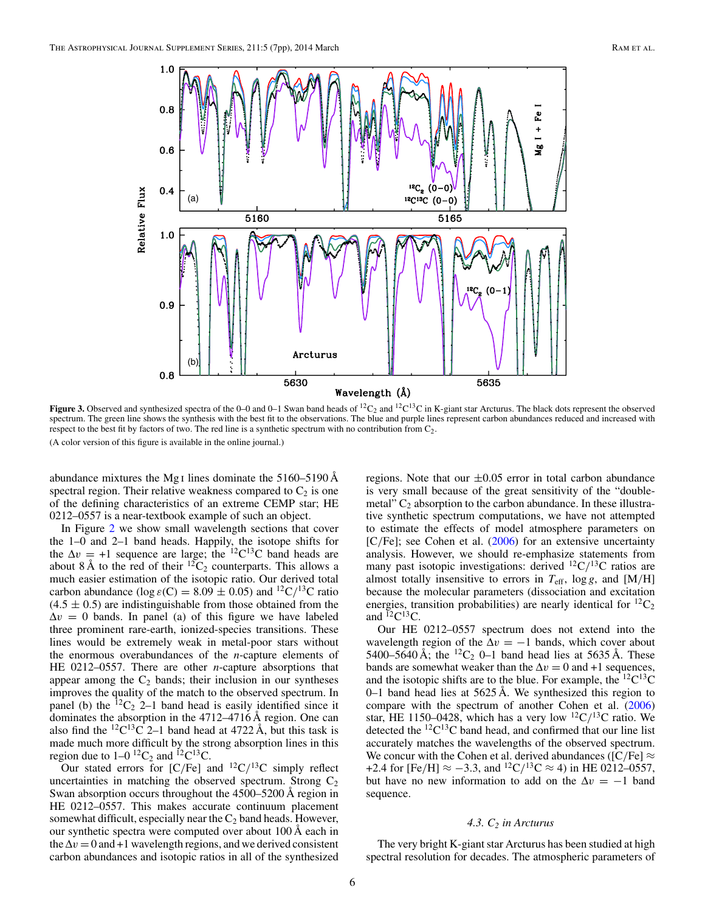**Figure 3.** Observed and synthesized spectra of the 0–0 and 0–1 Swan band heads of $^{12}C_2$ and $^{12}C^{13}C$ in K-giant star Arcturus. The black dots represent the observed spectrum. The green line shows the synthesis with the best fit to the observations. The blue and purple lines represent carbon abundances reduced and increased with respect to the best fit by factors of two. The red line is a synthetic spectrum with no contribution from $C_2$.

(A color version of this figure is available in the online journal.)

abundance mixtures the Mg I lines dominate the 5160–5190 Å spectral region. Their relative weakness compared to $C_2$ is one of the defining characteristics of an extreme CEMP star; HE 0212–0557 is a near-textbook example of such an object.

In Figure 2 we show small wavelength sections that cover the 1–0 and 2–1 band heads. Happily, the isotope shifts for the $\Delta v = +1$ sequence are large; the $^{12}C^{13}C$ band heads are about 8 Å to the red of their $^{12}C_2$ counterparts. This allows a much easier estimation of the isotopic ratio. Our derived total carbon abundance ($\log \varepsilon(C) = 8.09 \pm 0.05$) and $^{12}C/^{13}C$ ratio ($4.5 \pm 0.5$) are indistinguishable from those obtained from the $\Delta v = 0$ bands. In panel (a) of this figure we have labeled three prominent rare-earth, ionized-species transitions. These lines would be extremely weak in metal-poor stars without the enormous overabundances of the *n*-capture elements of HE 0212–0557. There are other *n*-capture absorptions that appear among the $C_2$ bands; their inclusion in our syntheses improves the quality of the match to the observed spectrum. In panel (b) the $^{12}C_2$ 2–1 band head is easily identified since it dominates the absorption in the 4712–4716 Å region. One can also find the $^{12}C^{13}C$ 2–1 band head at 4722 Å, but this task is made much more difficult by the strong absorption lines in this region due to 1–0 $^{12}C_2$ and $^{12}C^{13}C$.

Our stated errors for [C/Fe] and $^{12}C/^{13}C$ simply reflect uncertainties in matching the observed spectrum. Strong $C_2$ Swan absorption occurs throughout the 4500–5200 Å region in HE 0212–0557. This makes accurate continuum placement somewhat difficult, especially near the $C_2$ band heads. However, our synthetic spectra were computed over about 100 Å each in the $\Delta v = 0$ and +1 wavelength regions, and we derived consistent carbon abundances and isotopic ratios in all of the synthesized regions. Note that our $\pm 0.05$ error in total carbon abundance is very small because of the great sensitivity of the "double-metal" $C_2$ absorption to the carbon abundance. In these illustrative synthetic spectrum computations, we have not attempted to estimate the effects of model atmosphere parameters on [C/Fe]; see Cohen et al. (2006) for an extensive uncertainty analysis. However, we should re-emphasize statements from many past isotopic investigations: derived $^{12}C/^{13}C$ ratios are almost totally insensitive to errors in $T_{\rm eff}$, $\log g$, and [M/H] because the molecular parameters (dissociation and excitation energies, transition probabilities) are nearly identical for $^{12}C_2$ and $^{12}C^{13}C$.

Our HE 0212–0557 spectrum does not extend into the wavelength region of the $\Delta v = -1$ bands, which cover about 5400–5640 Å; the $^{12}C_2$ 0–1 band head lies at 5635 Å. These bands are somewhat weaker than the $\Delta v = 0$ and +1 sequences, and the isotopic shifts are to the blue. For example, the $^{12}C^{13}C$ 0–1 band head lies at 5625 Å. We synthesized this region to compare with the spectrum of another Cohen et al. (2006) star, HE 1150–0428, which has a very low $^{12}C/^{13}C$ ratio. We detected the $^{12}C^{13}C$ band head, and confirmed that our line list accurately matches the wavelengths of the observed spectrum. We concur with the Cohen et al. derived abundances ([C/Fe] $\approx$ +2.4 for [Fe/H] $\approx -3.3$, and $^{12}C/^{13}C \approx 4$) in HE 0212–0557, but have no new information to add on the $\Delta v = -1$ band sequence.

### 4.3. $C_2$ in Arcturus

The very bright K-giant star Arcturus has been studied at high spectral resolution for decades. The atmospheric parameters of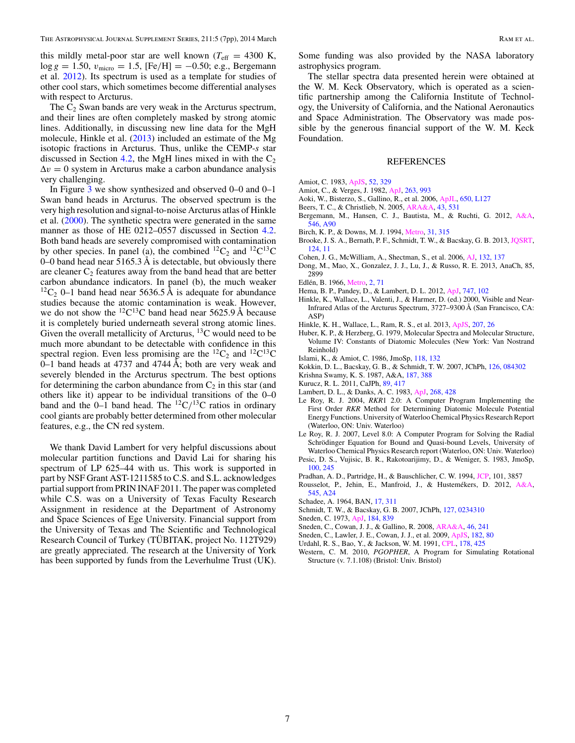this mildly metal-poor star are well known ($T_{\rm eff}$ = 4300 K, $\log g$ = 1.50, $v_{\rm micro}$ = 1.5, [Fe/H] = −0.50; e.g., Bergemann et al. 2012). Its spectrum is used as a template for studies of other cool stars, which sometimes become differential analyses with respect to Arcturus.

The $C_2$ Swan bands are very weak in the Arcturus spectrum, and their lines are often completely masked by strong atomic lines. Additionally, in discussing new line data for the MgH molecule, Hinkle et al. (2013) included an estimate of the Mg isotopic fractions in Arcturus. Thus, unlike the CEMP-*s* star discussed in Section 4.2, the MgH lines mixed in with the $C_2$ $\Delta v = 0$ system in Arcturus make a carbon abundance analysis very challenging.

In Figure 3 we show synthesized and observed 0–0 and 0–1 Swan band heads in Arcturus. The observed spectrum is the very high resolution and signal-to-noise Arcturus atlas of Hinkle et al. (2000). The synthetic spectra were generated in the same manner as those of HE 0212–0557 discussed in Section 4.2. Both band heads are severely compromised with contamination by other species. In panel (a), the combined $^{12}C_2$ and $^{12}C^{13}C$ 0–0 band head near 5165.3 Å is detectable, but obviously there are cleaner $C_2$ features away from the band head that are better carbon abundance indicators. In panel (b), the much weaker $^{12}C_2$ 0–1 band head near 5636.5 Å is adequate for abundance studies because the atomic contamination is weak. However, we do not show the $^{12}C^{13}C$ band head near 5625.9 Å because it is completely buried underneath several strong atomic lines. Given the overall metallicity of Arcturus, $^{13}C$ would need to be much more abundant to be detectable with confidence in this spectral region. Even less promising are the $^{12}C_2$ and $^{12}C^{13}C$ 0–1 band heads at 4737 and 4744 Å; both are very weak and severely blended in the Arcturus spectrum. The best options for determining the carbon abundance from $C_2$ in this star (and others like it) appear to be individual transitions of the 0–0 band and the 0–1 band head. The $^{12}C/^{13}C$ ratios in ordinary cool giants are probably better determined from other molecular features, e.g., the CN red system.

We thank David Lambert for very helpful discussions about molecular partition functions and David Lai for sharing his spectrum of LP 625–44 with us. This work is supported in part by NSF Grant AST-1211585 to C.S. and S.L. acknowledges partial support from PRIN INAF 2011. The paper was completed while C.S. was on a University of Texas Faculty Research Assignment in residence at the Department of Astronomy and Space Sciences of Ege University. Financial support from the University of Texas and The Scientific and Technological Research Council of Turkey (TÜBITAK, project No. 112T929) are greatly appreciated. The research at the University of York has been supported by funds from the Leverhulme Trust (UK). Some funding was also provided by the NASA laboratory astrophysics program.

The stellar spectra data presented herein were obtained at the W. M. Keck Observatory, which is operated as a scientific partnership among the California Institute of Technology, the University of California, and the National Aeronautics and Space Administration. The Observatory was made possible by the generous financial support of the W. M. Keck Foundation.

## REFERENCES

Amiot, C. 1983, ApJS, 52, 329
Amiot, C., & Verges, J. 1982, ApJ, 263, 993
Aoki, W., Bisterzo, S., Gallino, R., et al. 2006, ApJL, 650, L127
Beers, T. C., & Christlieb, N. 2005, ARA&A, 43, 531
Bergemann, M., Hansen, C. J., Bautista, M., & Ruchti, G. 2012, A&A, 546, A90
Birch, K. P., & Downs, M. J. 1994, Metro, 31, 315
Brooke, J. S. A., Bernath, P. F., Schmidt, T. W., & Bacskay, G. B. 2013, JQSRT, 124, 11
Cohen, J. G., McWilliam, A., Shectman, S., et al. 2006, AJ, 132, 137
Dong, M., Mao, X., Gonzalez, J. J., Lu, J., & Russo, R. E. 2013, AnaCh, 85, 2899
Edlén, B. 1966, Metro, 2, 71
Hema, B. P., Pandey, D., & Lambert, D. L. 2012, ApJ, 747, 102
Hinkle, K., Wallace, L., Valenti, J., & Harmer, D. (ed.) 2000, Visible and Near-Infrared Atlas of the Arcturus Spectrum, 3727–9300 Å (San Francisco, CA: ASP)
Hinkle, K. H., Wallace, L., Ram, R. S., et al. 2013, ApJS, 207, 26
Huber, K. P., & Herzberg, G. 1979, Molecular Spectra and Molecular Structure, Volume IV: Constants of Diatomic Molecules (New York: Van Nostrand Reinhold)
Islami, K., & Amiot, C. 1986, JmoSp, 118, 132
Kokkin, D. L., Bacskay, G. B., & Schmidt, T. W. 2007, JChPh, 126, 084302
Krishna Swamy, K. S. 1987, A&A, 187, 388
Kurucz, R. L. 2011, CaJPh, 89, 417
Lambert, D. L., & Danks, A. C. 1983, ApJ, 268, 428
Le Roy, R. J. 2004, *RKR*1 2.0: A Computer Program Implementing the First Order *RKR* Method for Determining Diatomic Molecule Potential Energy Functions. University of Waterloo Chemical Physics Research Report (Waterloo, ON: Univ. Waterloo)
Le Roy, R. J. 2007, Level 8.0: A Computer Program for Solving the Radial Schrödinger Equation for Bound and Quasi-bound Levels, University of Waterloo Chemical Physics Research report (Waterloo, ON: Univ. Waterloo)
Pesic, D. S., Vujisic, B. R., Rakotoarijimy, D., & Weniger, S. 1983, JmoSp, 100, 245
Pradhan, A. D., Partridge, H., & Bauschlicher, C. W. 1994, JCP, 101, 3857
Rousselot, P., Jehin, E., Manfroid, J., & Hustemékers, D. 2012, A&A, 545, A24
Schadee, A. 1964, BAN, 17, 311
Schmidt, T. W., & Bacskay, G. B. 2007, JChPh, 127, 0234310
Sneden, C. 1973, ApJ, 184, 839
Sneden, C., Cowan, J. J., & Gallino, R. 2008, ARA&A, 46, 241
Sneden, C., Lawler, J. E., Cowan, J. J., et al. 2009, ApJS, 182, 80
Urdahl, R. S., Bao, Y., & Jackson, W. M. 1991, CPL, 178, 425
Western, C. M. 2010, *PGOPHER*, A Program for Simulating Rotational Structure (v. 7.1.108) (Bristol: Univ. Bristol)